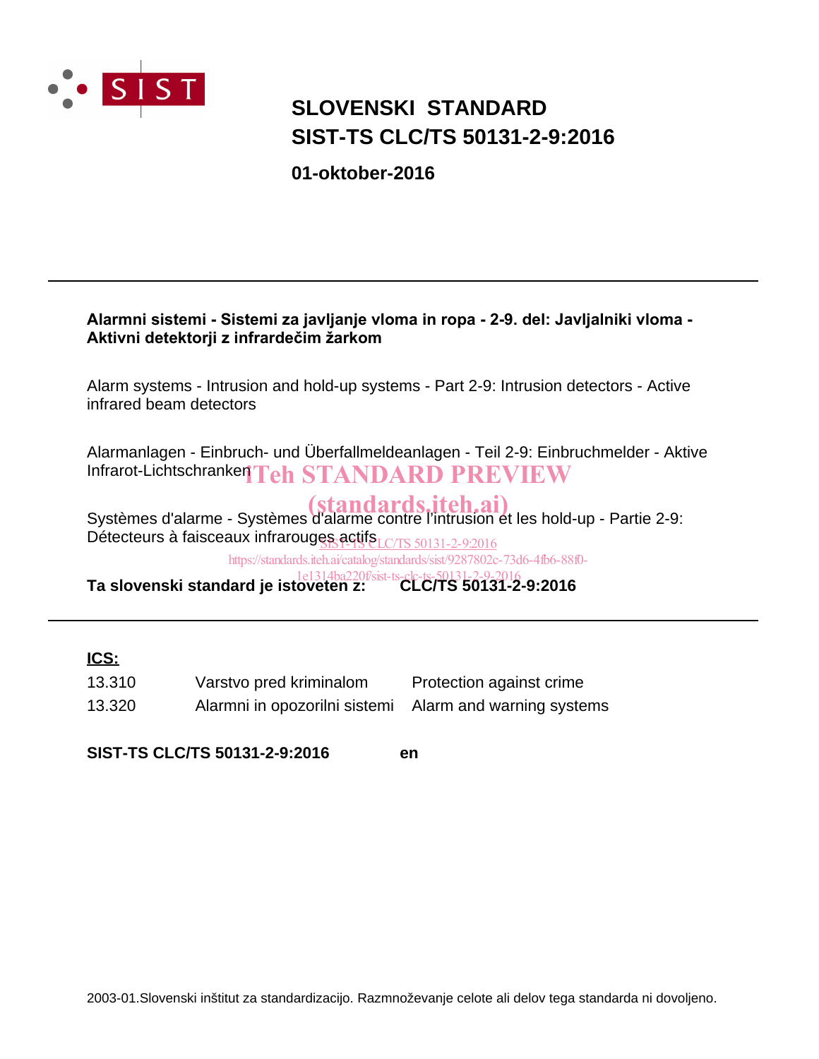SIST

# SLOVENSKI STANDARD
# SIST-TS CLC/TS 50131-2-9:2016

**01-oktober-2016**

---

**Alarmni sistemi - Sistemi za javljanje vloma in ropa - 2-9. del: Javljalniki vloma - Aktivni detektorji z infrardečim žarkom**

Alarm systems - Intrusion and hold-up systems - Part 2-9: Intrusion detectors - Active infrared beam detectors

Alarmanlagen - Einbruch- und Überfallmeldeanlagen - Teil 2-9: Einbruchmelder - Aktive Infrarot-Lichtschranken

Systèmes d'alarme - Systèmes d'alarme contre l'intrusion et les hold-up - Partie 2-9: Détecteurs à faisceaux infrarouges actifs

**Ta slovenski standard je istoveten z: CLC/TS 50131-2-9:2016**

---

**ICS:**

| | | |
|---|---|---|
| 13.310 | Varstvo pred kriminalom | Protection against crime |
| 13.320 | Alarmni in opozorilni sistemi | Alarm and warning systems |

**SIST-TS CLC/TS 50131-2-9:2016 en**

2003-01.Slovenski inštitut za standardizacijo. Razmnoževanje celote ali delov tega standarda ni dovoljeno.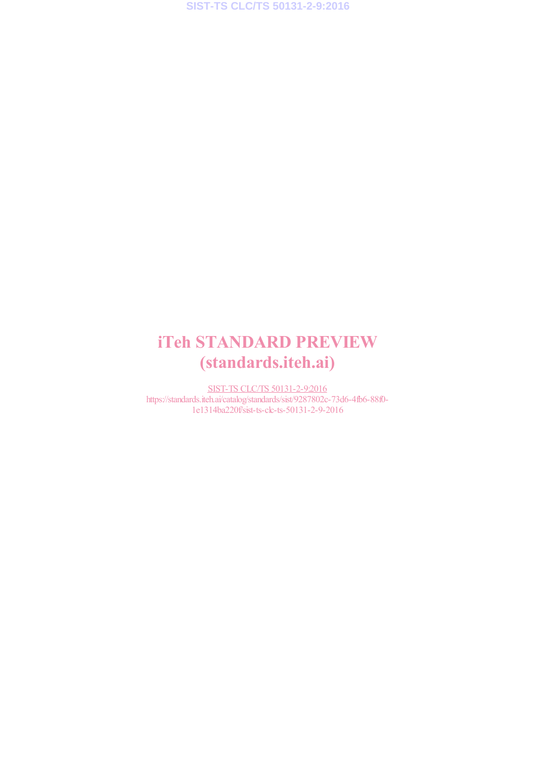# iTeh STANDARD PREVIEW
# (standards.iteh.ai)

SIST-TS CLC/TS 50131-2-9:2016
https://standards.iteh.ai/catalog/standards/sist/9287802c-73d6-4fb6-88f0-1e1314ba220f/sist-ts-clc-ts-50131-2-9-2016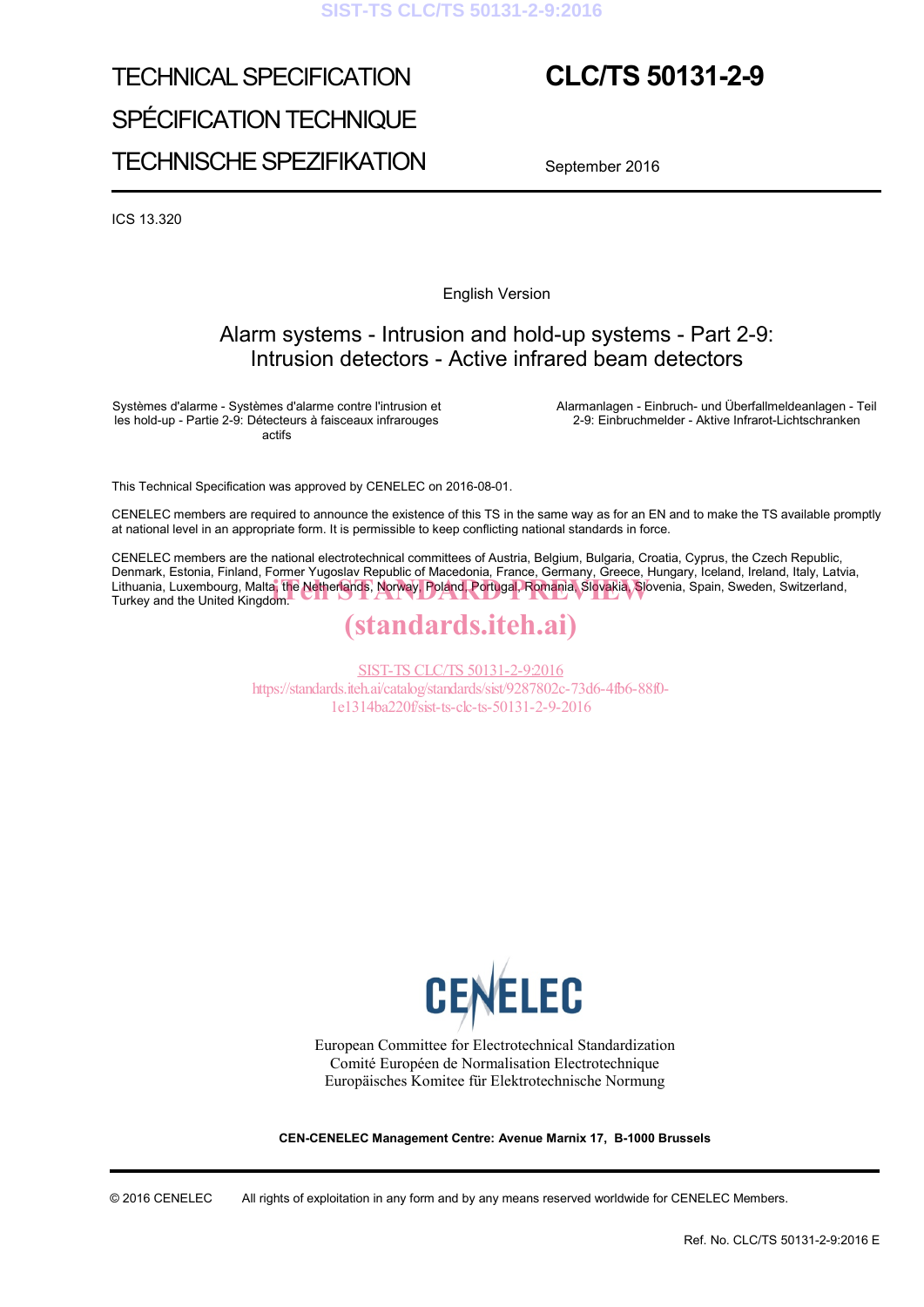TECHNICAL SPECIFICATION

SPÉCIFICATION TECHNIQUE

TECHNISCHE SPEZIFIKATION

# CLC/TS 50131-2-9

September 2016

ICS 13.320

English Version

## Alarm systems - Intrusion and hold-up systems - Part 2-9: Intrusion detectors - Active infrared beam detectors

Systèmes d'alarme - Systèmes d'alarme contre l'intrusion et les hold-up - Partie 2-9: Détecteurs à faisceaux infrarouges actifs

Alarmanlagen - Einbruch- und Überfallmeldeanlagen - Teil 2-9: Einbruchmelder - Aktive Infrarot-Lichtschranken

This Technical Specification was approved by CENELEC on 2016-08-01.

CENELEC members are required to announce the existence of this TS in the same way as for an EN and to make the TS available promptly at national level in an appropriate form. It is permissible to keep conflicting national standards in force.

CENELEC members are the national electrotechnical committees of Austria, Belgium, Bulgaria, Croatia, Cyprus, the Czech Republic, Denmark, Estonia, Finland, Former Yugoslav Republic of Macedonia, France, Germany, Greece, Hungary, Iceland, Ireland, Italy, Latvia, Lithuania, Luxembourg, Malta, the Netherlands, Norway, Poland, Portugal, Romania, Slovakia, Slovenia, Spain, Sweden, Switzerland, Turkey and the United Kingdom.

CENELEC

European Committee for Electrotechnical Standardization
Comité Européen de Normalisation Electrotechnique
Europäisches Komitee für Elektrotechnische Normung

**CEN-CENELEC Management Centre: Avenue Marnix 17, B-1000 Brussels**

© 2016 CENELEC All rights of exploitation in any form and by any means reserved worldwide for CENELEC Members.

Ref. No. CLC/TS 50131-2-9:2016 E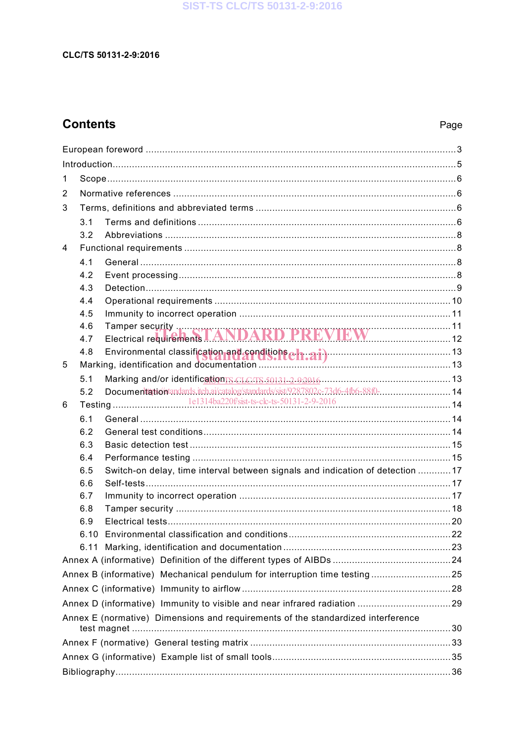CLC/TS 50131-2-9:2016

## Contents

| | Page |
|---|---|
| European foreword | 3 |
| Introduction | 5 |
| 1 Scope | 6 |
| 2 Normative references | 6 |
| 3 Terms, definitions and abbreviated terms | 6 |
| 3.1 Terms and definitions | 6 |
| 3.2 Abbreviations | 8 |
| 4 Functional requirements | 8 |
| 4.1 General | 8 |
| 4.2 Event processing | 8 |
| 4.3 Detection | 9 |
| 4.4 Operational requirements | 10 |
| 4.5 Immunity to incorrect operation | 11 |
| 4.6 Tamper security | 11 |
| 4.7 Electrical requirements | 12 |
| 4.8 Environmental classification and conditions | 13 |
| 5 Marking, identification and documentation | 13 |
| 5.1 Marking and/or identification | 13 |
| 5.2 Documentation | 14 |
| 6 Testing | 14 |
| 6.1 General | 14 |
| 6.2 General test conditions | 14 |
| 6.3 Basic detection test | 15 |
| 6.4 Performance testing | 15 |
| 6.5 Switch-on delay, time interval between signals and indication of detection | 17 |
| 6.6 Self-tests | 17 |
| 6.7 Immunity to incorrect operation | 17 |
| 6.8 Tamper security | 18 |
| 6.9 Electrical tests | 20 |
| 6.10 Environmental classification and conditions | 22 |
| 6.11 Marking, identification and documentation | 23 |
| Annex A (informative) Definition of the different types of AIBDs | 24 |
| Annex B (informative) Mechanical pendulum for interruption time testing | 25 |
| Annex C (informative) Immunity to airflow | 28 |
| Annex D (informative) Immunity to visible and near infrared radiation | 29 |
| Annex E (normative) Dimensions and requirements of the standardized interference test magnet | 30 |
| Annex F (normative) General testing matrix | 33 |
| Annex G (informative) Example list of small tools | 35 |
| Bibliography | 36 |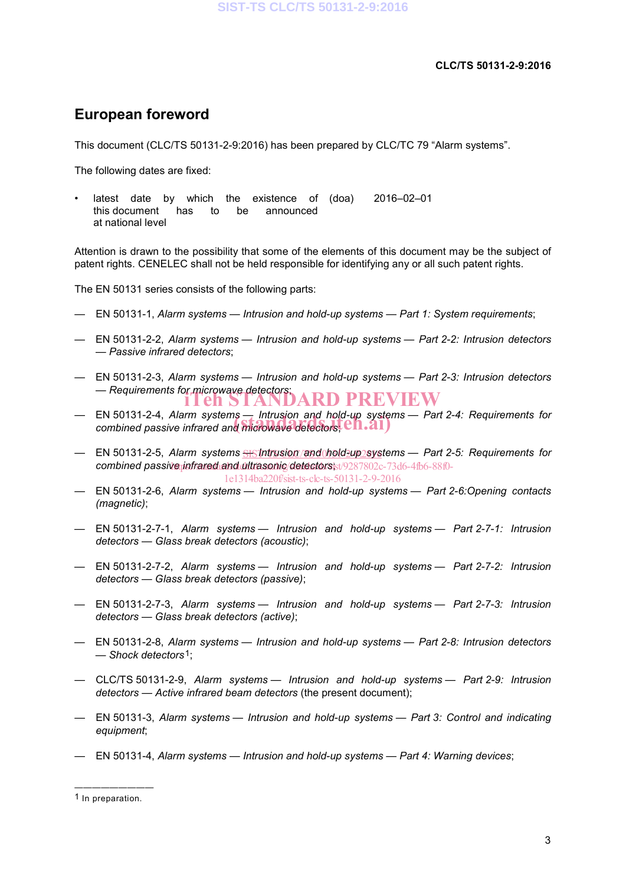## European foreword

This document (CLC/TS 50131-2-9:2016) has been prepared by CLC/TC 79 "Alarm systems".

The following dates are fixed:

- latest date by which the existence of this document has to be announced at national level (doa) 2016–02–01

Attention is drawn to the possibility that some of the elements of this document may be the subject of patent rights. CENELEC shall not be held responsible for identifying any or all such patent rights.

The EN 50131 series consists of the following parts:

— EN 50131-1, *Alarm systems — Intrusion and hold-up systems — Part 1: System requirements*;

— EN 50131-2-2, *Alarm systems — Intrusion and hold-up systems — Part 2-2: Intrusion detectors — Passive infrared detectors*;

— EN 50131-2-3, *Alarm systems — Intrusion and hold-up systems — Part 2-3: Intrusion detectors — Requirements for microwave detectors*;

— EN 50131-2-4, *Alarm systems — Intrusion and hold-up systems — Part 2-4: Requirements for combined passive infrared and microwave detectors*;

— EN 50131-2-5, *Alarm systems — Intrusion and hold-up systems — Part 2-5: Requirements for combined passive infrared and ultrasonic detectors*;

— EN 50131-2-6, *Alarm systems — Intrusion and hold-up systems — Part 2-6:Opening contacts (magnetic)*;

— EN 50131-2-7-1, *Alarm systems — Intrusion and hold-up systems — Part 2-7-1: Intrusion detectors — Glass break detectors (acoustic)*;

— EN 50131-2-7-2, *Alarm systems — Intrusion and hold-up systems — Part 2-7-2: Intrusion detectors — Glass break detectors (passive)*;

— EN 50131-2-7-3, *Alarm systems — Intrusion and hold-up systems — Part 2-7-3: Intrusion detectors — Glass break detectors (active)*;

— EN 50131-2-8, *Alarm systems — Intrusion and hold-up systems — Part 2-8: Intrusion detectors — Shock detectors*[1];

— CLC/TS 50131-2-9, *Alarm systems — Intrusion and hold-up systems — Part 2-9: Intrusion detectors — Active infrared beam detectors* (the present document);

— EN 50131-3, *Alarm systems — Intrusion and hold-up systems — Part 3: Control and indicating equipment*;

— EN 50131-4, *Alarm systems — Intrusion and hold-up systems — Part 4: Warning devices*;

---

[1] In preparation.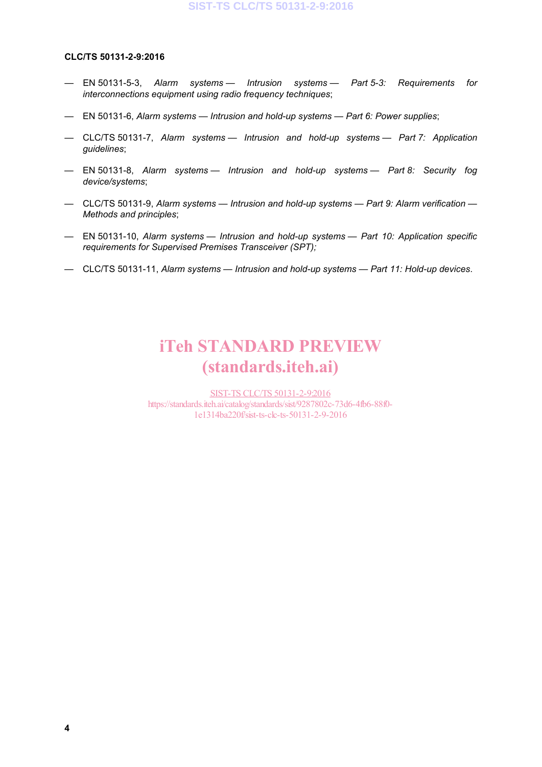— EN 50131-5-3, *Alarm systems — Intrusion systems — Part 5-3: Requirements for interconnections equipment using radio frequency techniques*;

— EN 50131-6, *Alarm systems — Intrusion and hold-up systems — Part 6: Power supplies*;

— CLC/TS 50131-7, *Alarm systems — Intrusion and hold-up systems — Part 7: Application guidelines*;

— EN 50131-8, *Alarm systems — Intrusion and hold-up systems — Part 8: Security fog device/systems*;

— CLC/TS 50131-9, *Alarm systems — Intrusion and hold-up systems — Part 9: Alarm verification — Methods and principles*;

— EN 50131-10, *Alarm systems — Intrusion and hold-up systems — Part 10: Application specific requirements for Supervised Premises Transceiver (SPT);*

— CLC/TS 50131-11, *Alarm systems — Intrusion and hold-up systems — Part 11: Hold-up devices*.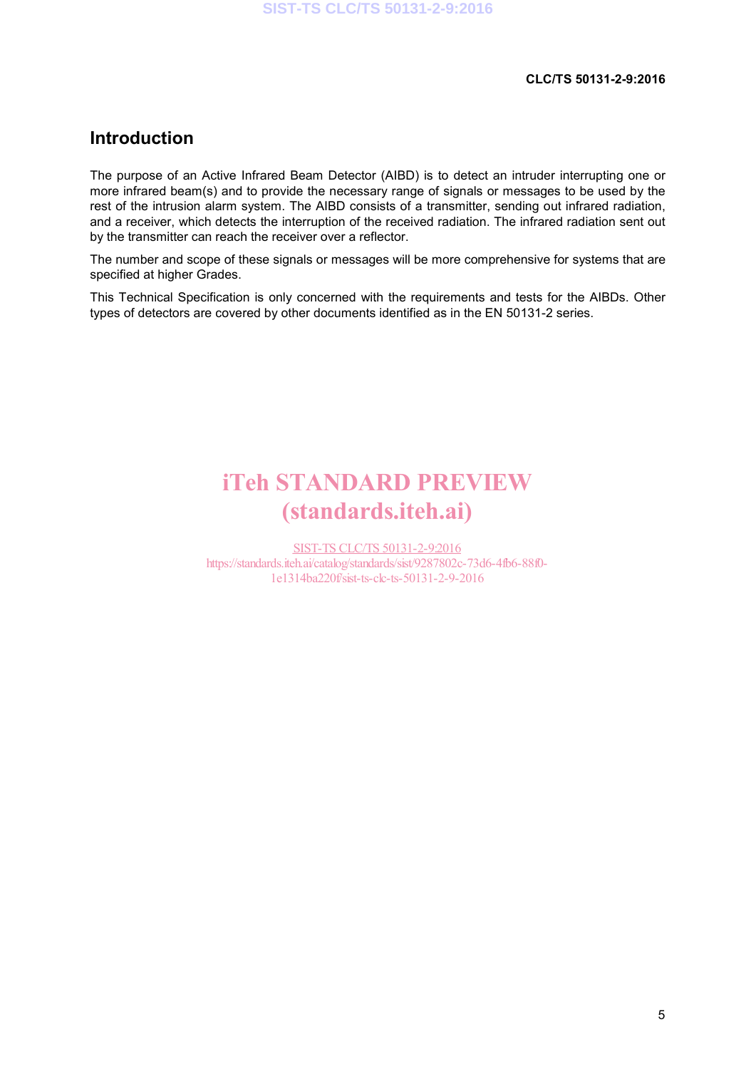# Introduction

The purpose of an Active Infrared Beam Detector (AIBD) is to detect an intruder interrupting one or more infrared beam(s) and to provide the necessary range of signals or messages to be used by the rest of the intrusion alarm system. The AIBD consists of a transmitter, sending out infrared radiation, and a receiver, which detects the interruption of the received radiation. The infrared radiation sent out by the transmitter can reach the receiver over a reflector.

The number and scope of these signals or messages will be more comprehensive for systems that are specified at higher Grades.

This Technical Specification is only concerned with the requirements and tests for the AIBDs. Other types of detectors are covered by other documents identified as in the EN 50131-2 series.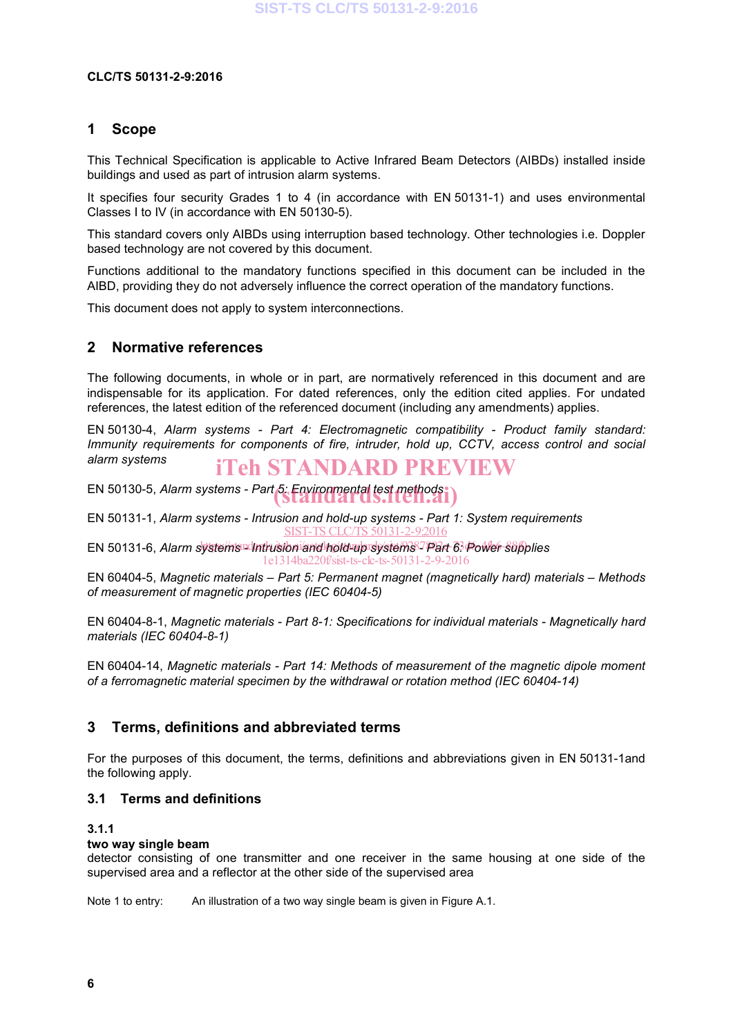## 1 Scope

This Technical Specification is applicable to Active Infrared Beam Detectors (AIBDs) installed inside buildings and used as part of intrusion alarm systems.

It specifies four security Grades 1 to 4 (in accordance with EN 50131-1) and uses environmental Classes I to IV (in accordance with EN 50130-5).

This standard covers only AIBDs using interruption based technology. Other technologies i.e. Doppler based technology are not covered by this document.

Functions additional to the mandatory functions specified in this document can be included in the AIBD, providing they do not adversely influence the correct operation of the mandatory functions.

This document does not apply to system interconnections.

## 2 Normative references

The following documents, in whole or in part, are normatively referenced in this document and are indispensable for its application. For dated references, only the edition cited applies. For undated references, the latest edition of the referenced document (including any amendments) applies.

EN 50130-4, *Alarm systems - Part 4: Electromagnetic compatibility - Product family standard: Immunity requirements for components of fire, intruder, hold up, CCTV, access control and social alarm systems*

EN 50130-5, *Alarm systems - Part 5: Environmental test methods*

EN 50131-1, *Alarm systems - Intrusion and hold-up systems - Part 1: System requirements*

EN 50131-6, *Alarm systems - Intrusion and hold-up systems - Part 6: Power supplies*

EN 60404-5, *Magnetic materials – Part 5: Permanent magnet (magnetically hard) materials – Methods of measurement of magnetic properties (IEC 60404-5)*

EN 60404-8-1, *Magnetic materials - Part 8-1: Specifications for individual materials - Magnetically hard materials (IEC 60404-8-1)*

EN 60404-14, *Magnetic materials - Part 14: Methods of measurement of the magnetic dipole moment of a ferromagnetic material specimen by the withdrawal or rotation method (IEC 60404-14)*

## 3 Terms, definitions and abbreviated terms

For the purposes of this document, the terms, definitions and abbreviations given in EN 50131-1and the following apply.

### 3.1 Terms and definitions

**3.1.1**
**two way single beam**
detector consisting of one transmitter and one receiver in the same housing at one side of the supervised area and a reflector at the other side of the supervised area

Note 1 to entry: An illustration of a two way single beam is given in Figure A.1.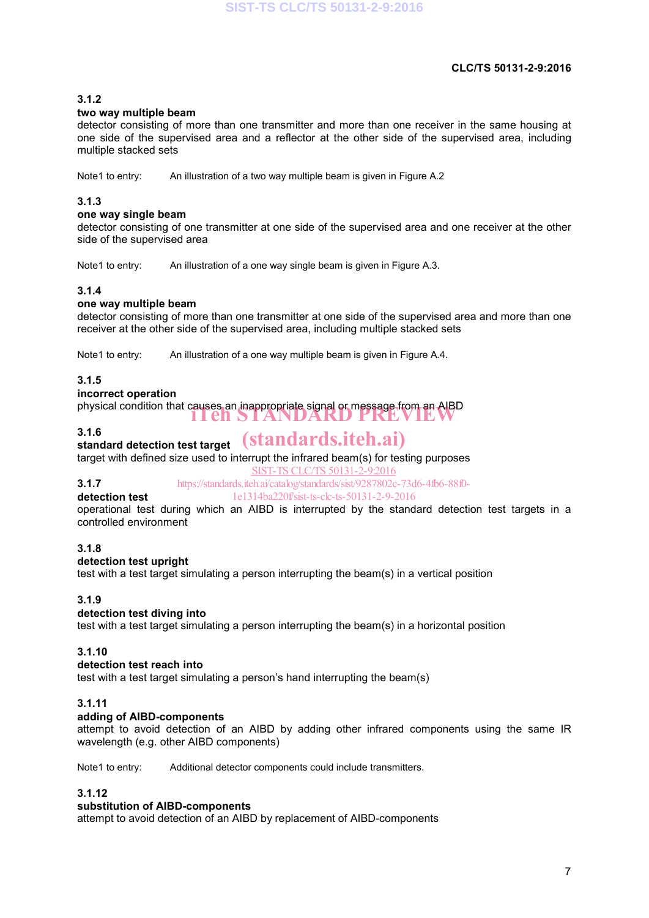**3.1.2**
**two way multiple beam**
detector consisting of more than one transmitter and more than one receiver in the same housing at one side of the supervised area and a reflector at the other side of the supervised area, including multiple stacked sets

Note1 to entry: An illustration of a two way multiple beam is given in Figure A.2

**3.1.3**
**one way single beam**
detector consisting of one transmitter at one side of the supervised area and one receiver at the other side of the supervised area

Note1 to entry: An illustration of a one way single beam is given in Figure A.3.

**3.1.4**
**one way multiple beam**
detector consisting of more than one transmitter at one side of the supervised area and more than one receiver at the other side of the supervised area, including multiple stacked sets

Note1 to entry: An illustration of a one way multiple beam is given in Figure A.4.

**3.1.5**
**incorrect operation**
physical condition that causes an inappropriate signal or message from an AIBD

**3.1.6**
**standard detection test target**
target with defined size used to interrupt the infrared beam(s) for testing purposes

**3.1.7**
**detection test**
operational test during which an AIBD is interrupted by the standard detection test targets in a controlled environment

**3.1.8**
**detection test upright**
test with a test target simulating a person interrupting the beam(s) in a vertical position

**3.1.9**
**detection test diving into**
test with a test target simulating a person interrupting the beam(s) in a horizontal position

**3.1.10**
**detection test reach into**
test with a test target simulating a person's hand interrupting the beam(s)

**3.1.11**
**adding of AIBD-components**
attempt to avoid detection of an AIBD by adding other infrared components using the same IR wavelength (e.g. other AIBD components)

Note1 to entry: Additional detector components could include transmitters.

**3.1.12**
**substitution of AIBD-components**
attempt to avoid detection of an AIBD by replacement of AIBD-components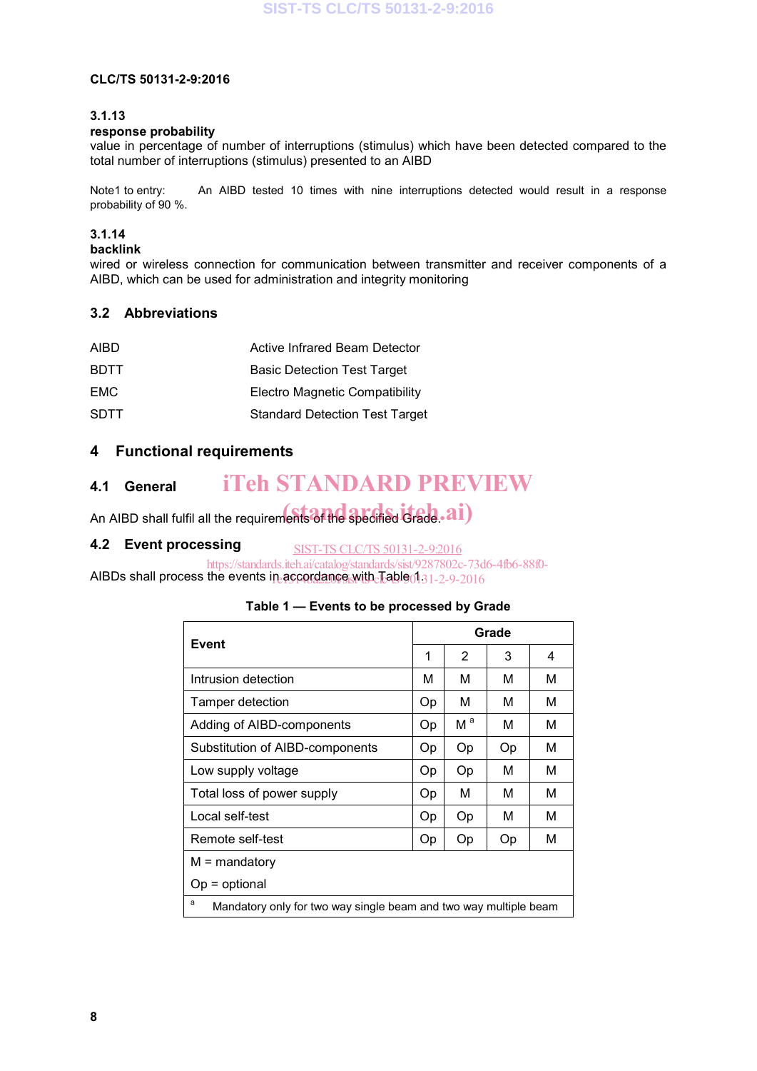#### 3.1.13
**response probability**
value in percentage of number of interruptions (stimulus) which have been detected compared to the total number of interruptions (stimulus) presented to an AIBD

Note1 to entry: An AIBD tested 10 times with nine interruptions detected would result in a response probability of 90 %.

#### 3.1.14
**backlink**
wired or wireless connection for communication between transmitter and receiver components of a AIBD, which can be used for administration and integrity monitoring

### 3.2 Abbreviations

| | |
|---|---|
| AIBD | Active Infrared Beam Detector |
| BDTT | Basic Detection Test Target |
| EMC | Electro Magnetic Compatibility |
| SDTT | Standard Detection Test Target |

## 4 Functional requirements

### 4.1 General

An AIBD shall fulfil all the requirements of the specified Grade.

### 4.2 Event processing

AIBDs shall process the events in accordance with Table 1.

**Table 1 — Events to be processed by Grade**

| Event | Grade | | | |
|---|---|---|---|---|
| | 1 | 2 | 3 | 4 |
| Intrusion detection | M | M | M | M |
| Tamper detection | Op | M | M | M |
| Adding of AIBD-components | Op | M [a] | M | M |
| Substitution of AIBD-components | Op | Op | Op | M |
| Low supply voltage | Op | Op | M | M |
| Total loss of power supply | Op | M | M | M |
| Local self-test | Op | Op | M | M |
| Remote self-test | Op | Op | Op | M |
| M = mandatory<br>Op = optional | | | | |
| [a] Mandatory only for two way single beam and two way multiple beam | | | | |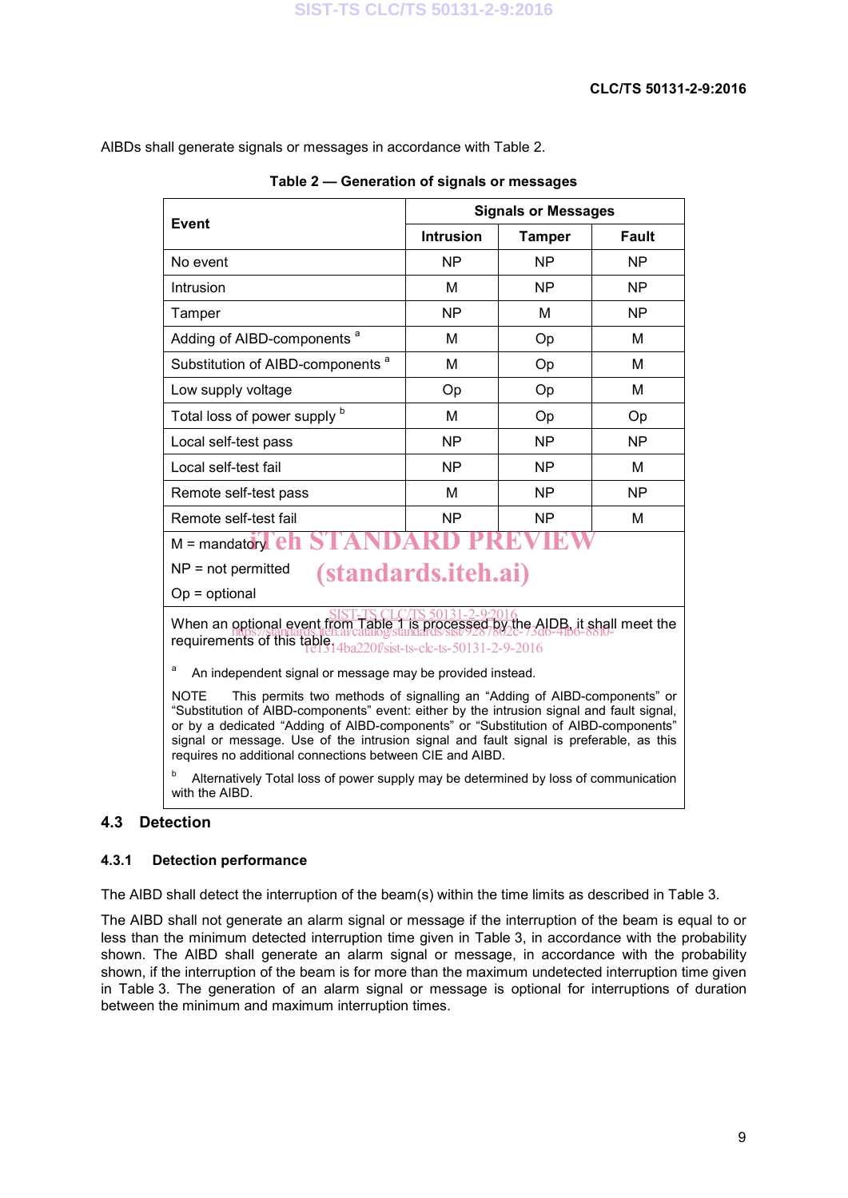AIBDs shall generate signals or messages in accordance with Table 2.

**Table 2 — Generation of signals or messages**

| Event | Signals or Messages | | |
|---|---|---|---|
| | Intrusion | Tamper | Fault |
| No event | NP | NP | NP |
| Intrusion | M | NP | NP |
| Tamper | NP | M | NP |
| Adding of AIBD-components [a] | M | Op | M |
| Substitution of AIBD-components [a] | M | Op | M |
| Low supply voltage | Op | Op | M |
| Total loss of power supply [b] | M | Op | Op |
| Local self-test pass | NP | NP | NP |
| Local self-test fail | NP | NP | M |
| Remote self-test pass | M | NP | NP |
| Remote self-test fail | NP | NP | M |

M = mandatory

NP = not permitted

Op = optional

When an optional event from Table 1 is processed by the AIDB, it shall meet the requirements of this table.

[a] An independent signal or message may be provided instead.

NOTE This permits two methods of signalling an "Adding of AIBD-components" or "Substitution of AIBD-components" event: either by the intrusion signal and fault signal, or by a dedicated "Adding of AIBD-components" or "Substitution of AIBD-components" signal or message. Use of the intrusion signal and fault signal is preferable, as this requires no additional connections between CIE and AIBD.

[b] Alternatively Total loss of power supply may be determined by loss of communication with the AIBD.

## 4.3 Detection

### 4.3.1 Detection performance

The AIBD shall detect the interruption of the beam(s) within the time limits as described in Table 3.

The AIBD shall not generate an alarm signal or message if the interruption of the beam is equal to or less than the minimum detected interruption time given in Table 3, in accordance with the probability shown. The AIBD shall generate an alarm signal or message, in accordance with the probability shown, if the interruption of the beam is for more than the maximum undetected interruption time given in Table 3. The generation of an alarm signal or message is optional for interruptions of duration between the minimum and maximum interruption times.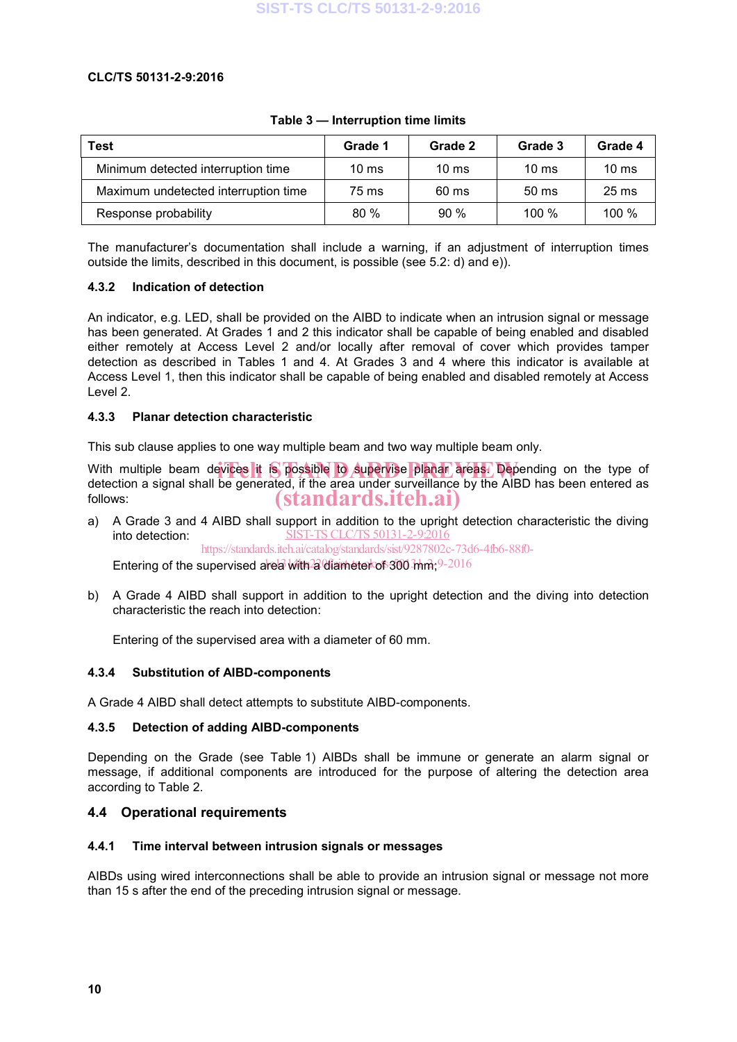**Table 3 — Interruption time limits**

| Test | Grade 1 | Grade 2 | Grade 3 | Grade 4 |
|---|---|---|---|---|
| Minimum detected interruption time | 10 ms | 10 ms | 10 ms | 10 ms |
| Maximum undetected interruption time | 75 ms | 60 ms | 50 ms | 25 ms |
| Response probability | 80 % | 90 % | 100 % | 100 % |

The manufacturer's documentation shall include a warning, if an adjustment of interruption times outside the limits, described in this document, is possible (see 5.2: d) and e)).

### 4.3.2 Indication of detection

An indicator, e.g. LED, shall be provided on the AIBD to indicate when an intrusion signal or message has been generated. At Grades 1 and 2 this indicator shall be capable of being enabled and disabled either remotely at Access Level 2 and/or locally after removal of cover which provides tamper detection as described in Tables 1 and 4. At Grades 3 and 4 where this indicator is available at Access Level 1, then this indicator shall be capable of being enabled and disabled remotely at Access Level 2.

### 4.3.3 Planar detection characteristic

This sub clause applies to one way multiple beam and two way multiple beam only.

With multiple beam devices it is possible to supervise planar areas. Depending on the type of detection a signal shall be generated, if the area under surveillance by the AIBD has been entered as follows:

a) A Grade 3 and 4 AIBD shall support in addition to the upright detection characteristic the diving into detection:

   Entering of the supervised area with a diameter of 300 mm;

b) A Grade 4 AIBD shall support in addition to the upright detection and the diving into detection characteristic the reach into detection:

   Entering of the supervised area with a diameter of 60 mm.

### 4.3.4 Substitution of AIBD-components

A Grade 4 AIBD shall detect attempts to substitute AIBD-components.

### 4.3.5 Detection of adding AIBD-components

Depending on the Grade (see Table 1) AIBDs shall be immune or generate an alarm signal or message, if additional components are introduced for the purpose of altering the detection area according to Table 2.

## 4.4 Operational requirements

### 4.4.1 Time interval between intrusion signals or messages

AIBDs using wired interconnections shall be able to provide an intrusion signal or message not more than 15 s after the end of the preceding intrusion signal or message.